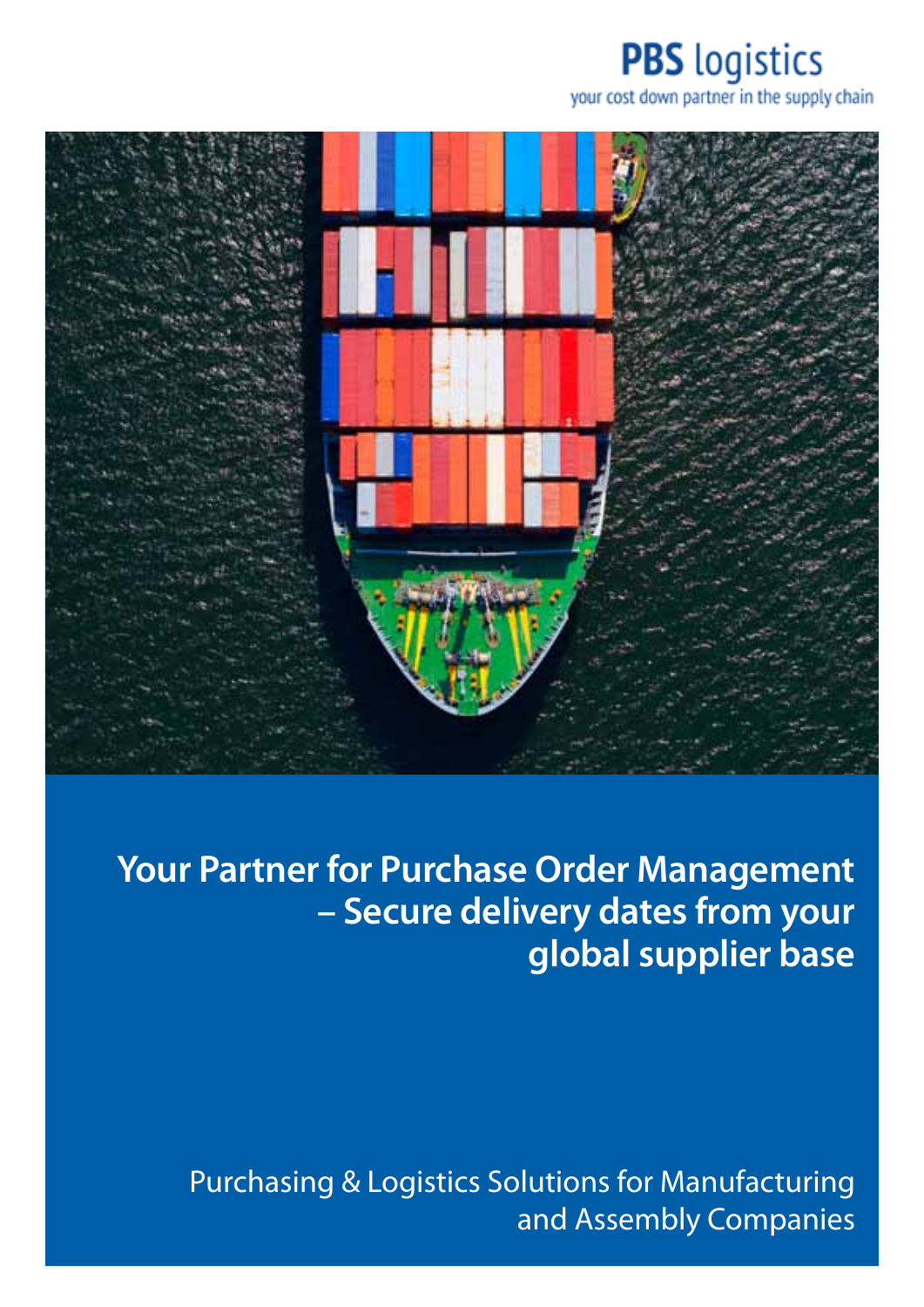**PBS logistics**
your cost down partner in the supply chain

# Your Partner for Purchase Order Management – Secure delivery dates from your global supplier base

Purchasing & Logistics Solutions for Manufacturing and Assembly Companies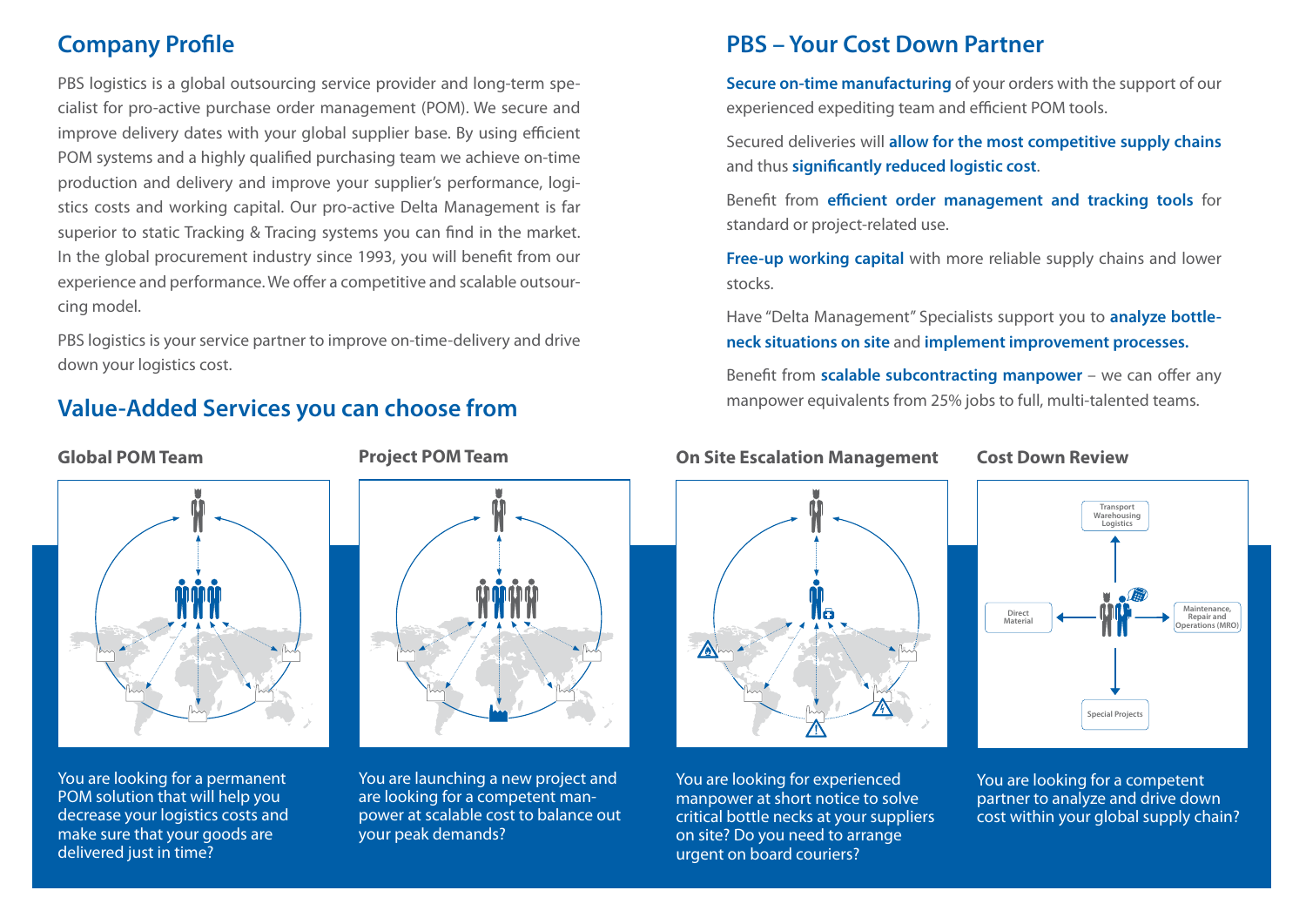## Company Profile

PBS logistics is a global outsourcing service provider and long-term specialist for pro-active purchase order management (POM). We secure and improve delivery dates with your global supplier base. By using efficient POM systems and a highly qualified purchasing team we achieve on-time production and delivery and improve your supplier's performance, logistics costs and working capital. Our pro-active Delta Management is far superior to static Tracking & Tracing systems you can find in the market. In the global procurement industry since 1993, you will benefit from our experience and performance. We offer a competitive and scalable outsourcing model.

PBS logistics is your service partner to improve on-time-delivery and drive down your logistics cost.

## PBS – Your Cost Down Partner

**Secure on-time manufacturing** of your orders with the support of our experienced expediting team and efficient POM tools.

Secured deliveries will **allow for the most competitive supply chains** and thus **significantly reduced logistic cost**.

Benefit from **efficient order management and tracking tools** for standard or project-related use.

**Free-up working capital** with more reliable supply chains and lower stocks.

Have "Delta Management" Specialists support you to **analyze bottleneck situations on site** and **implement improvement processes.**

Benefit from **scalable subcontracting manpower** – we can offer any manpower equivalents from 25% jobs to full, multi-talented teams.

## Value-Added Services you can choose from

### Global POM Team

You are looking for a permanent POM solution that will help you decrease your logistics costs and make sure that your goods are delivered just in time?

### Project POM Team

You are launching a new project and are looking for a competent manpower at scalable cost to balance out your peak demands?

### On Site Escalation Management

You are looking for experienced manpower at short notice to solve critical bottle necks at your suppliers on site? Do you need to arrange urgent on board couriers?

### Cost Down Review

Transport Warehousing Logistics

Direct Material

Maintenance, Repair and Operations (MRO)

Special Projects

You are looking for a competent partner to analyze and drive down cost within your global supply chain?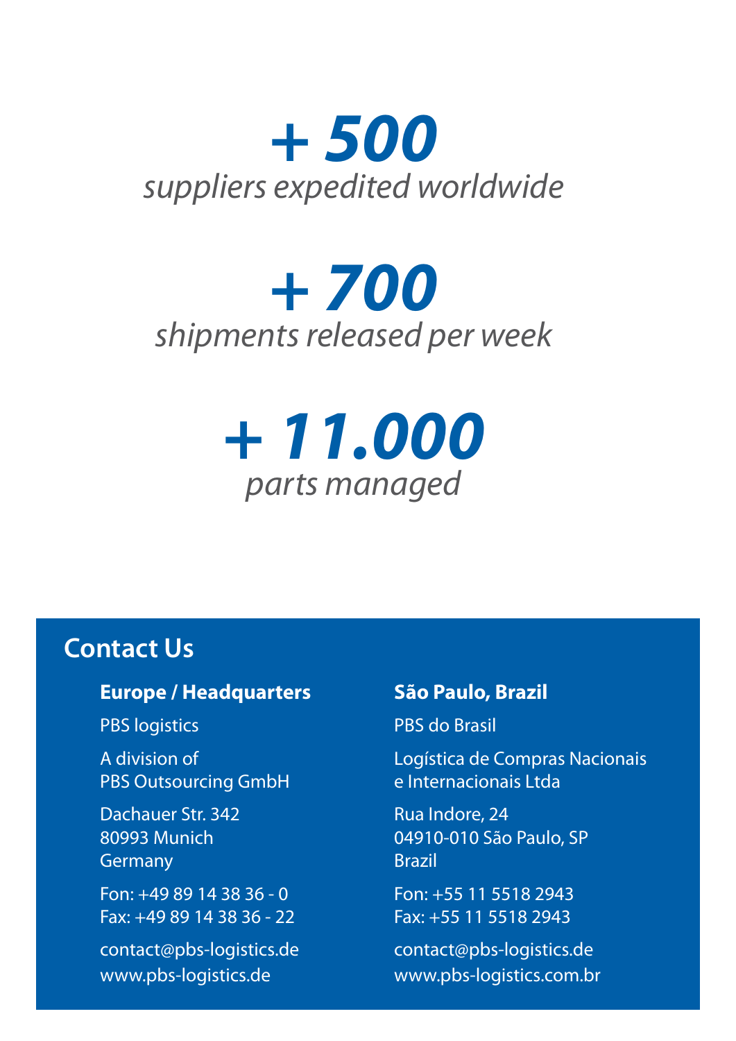***+ 500***

*suppliers expedited worldwide*

***+ 700***

*shipments released per week*

***+ 11.000***

*parts managed*

## Contact Us

**Europe / Headquarters**

PBS logistics

A division of
PBS Outsourcing GmbH

Dachauer Str. 342
80993 Munich
Germany

Fon: +49 89 14 38 36 - 0
Fax: +49 89 14 38 36 - 22

contact@pbs-logistics.de
www.pbs-logistics.de

**São Paulo, Brazil**

PBS do Brasil

Logística de Compras Nacionais
e Internacionais Ltda

Rua Indore, 24
04910-010 São Paulo, SP
Brazil

Fon: +55 11 5518 2943
Fax: +55 11 5518 2943

contact@pbs-logistics.de
www.pbs-logistics.com.br